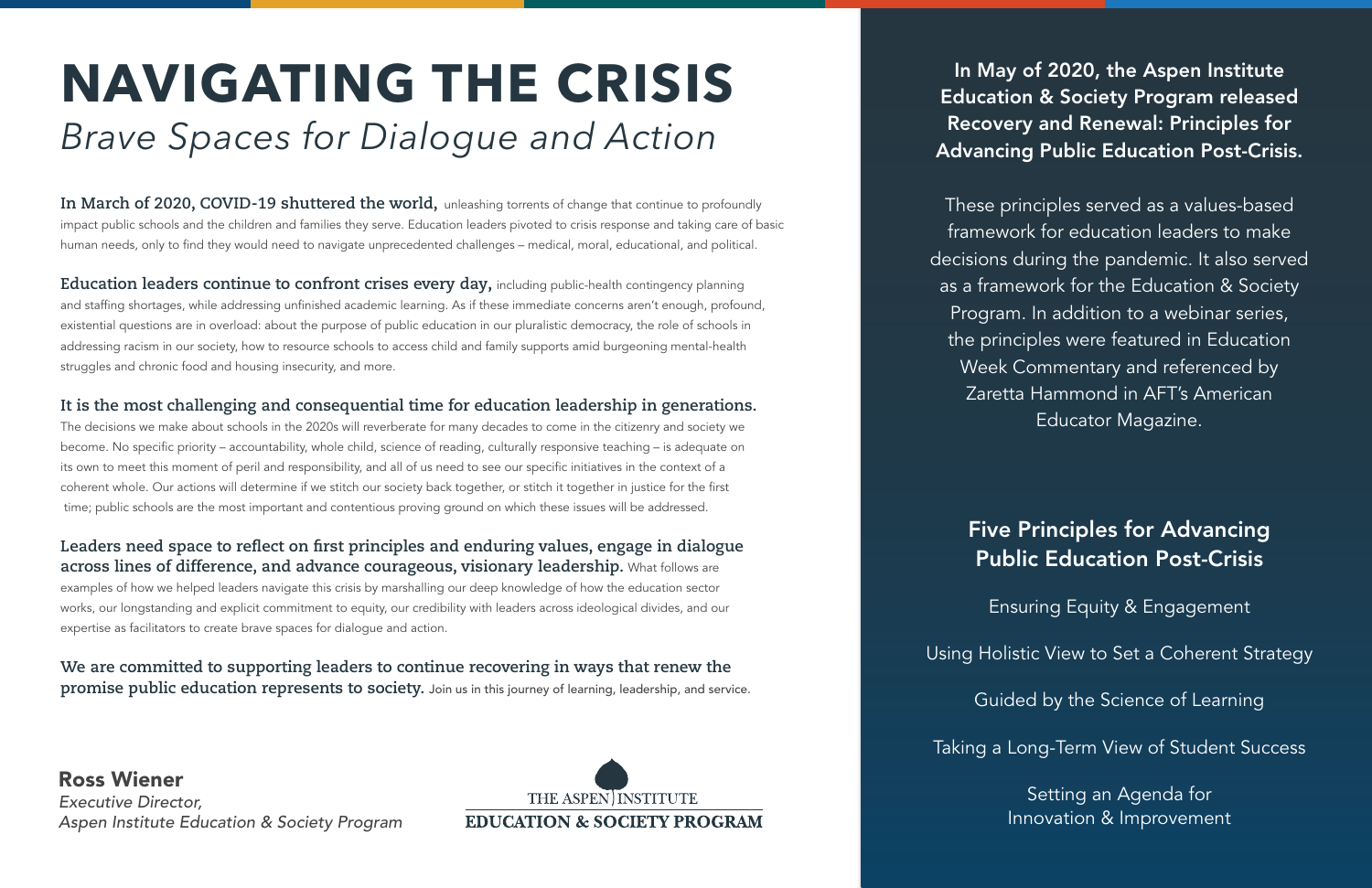# NAVIGATING THE CRISIS

*Brave Spaces for Dialogue and Action*

**In March of 2020, COVID-19 shuttered the world,** unleashing torrents of change that continue to profoundly impact public schools and the children and families they serve. Education leaders pivoted to crisis response and taking care of basic human needs, only to find they would need to navigate unprecedented challenges – medical, moral, educational, and political.

**Education leaders continue to confront crises every day,** including public-health contingency planning and staffing shortages, while addressing unfinished academic learning. As if these immediate concerns aren't enough, profound, existential questions are in overload: about the purpose of public education in our pluralistic democracy, the role of schools in addressing racism in our society, how to resource schools to access child and family supports amid burgeoning mental-health struggles and chronic food and housing insecurity, and more.

**It is the most challenging and consequential time for education leadership in generations.** The decisions we make about schools in the 2020s will reverberate for many decades to come in the citizenry and society we become. No specific priority – accountability, whole child, science of reading, culturally responsive teaching – is adequate on its own to meet this moment of peril and responsibility, and all of us need to see our specific initiatives in the context of a coherent whole. Our actions will determine if we stitch our society back together, or stitch it together in justice for the first time; public schools are the most important and contentious proving ground on which these issues will be addressed.

**Leaders need space to reflect on first principles and enduring values, engage in dialogue across lines of difference, and advance courageous, visionary leadership.** What follows are examples of how we helped leaders navigate this crisis by marshalling our deep knowledge of how the education sector works, our longstanding and explicit commitment to equity, our credibility with leaders across ideological divides, and our expertise as facilitators to create brave spaces for dialogue and action.

**We are committed to supporting leaders to continue recovering in ways that renew the promise public education represents to society.** Join us in this journey of learning, leadership, and service.

**Ross Wiener**
*Executive Director,*
*Aspen Institute Education & Society Program*

THE ASPEN INSTITUTE
EDUCATION & SOCIETY PROGRAM

**In May of 2020, the Aspen Institute Education & Society Program released Recovery and Renewal: Principles for Advancing Public Education Post-Crisis.**

These principles served as a values-based framework for education leaders to make decisions during the pandemic. It also served as a framework for the Education & Society Program. In addition to a webinar series, the principles were featured in Education Week Commentary and referenced by Zaretta Hammond in AFT's American Educator Magazine.

## Five Principles for Advancing Public Education Post-Crisis

- Ensuring Equity & Engagement
- Using Holistic View to Set a Coherent Strategy
- Guided by the Science of Learning
- Taking a Long-Term View of Student Success
- Setting an Agenda for Innovation & Improvement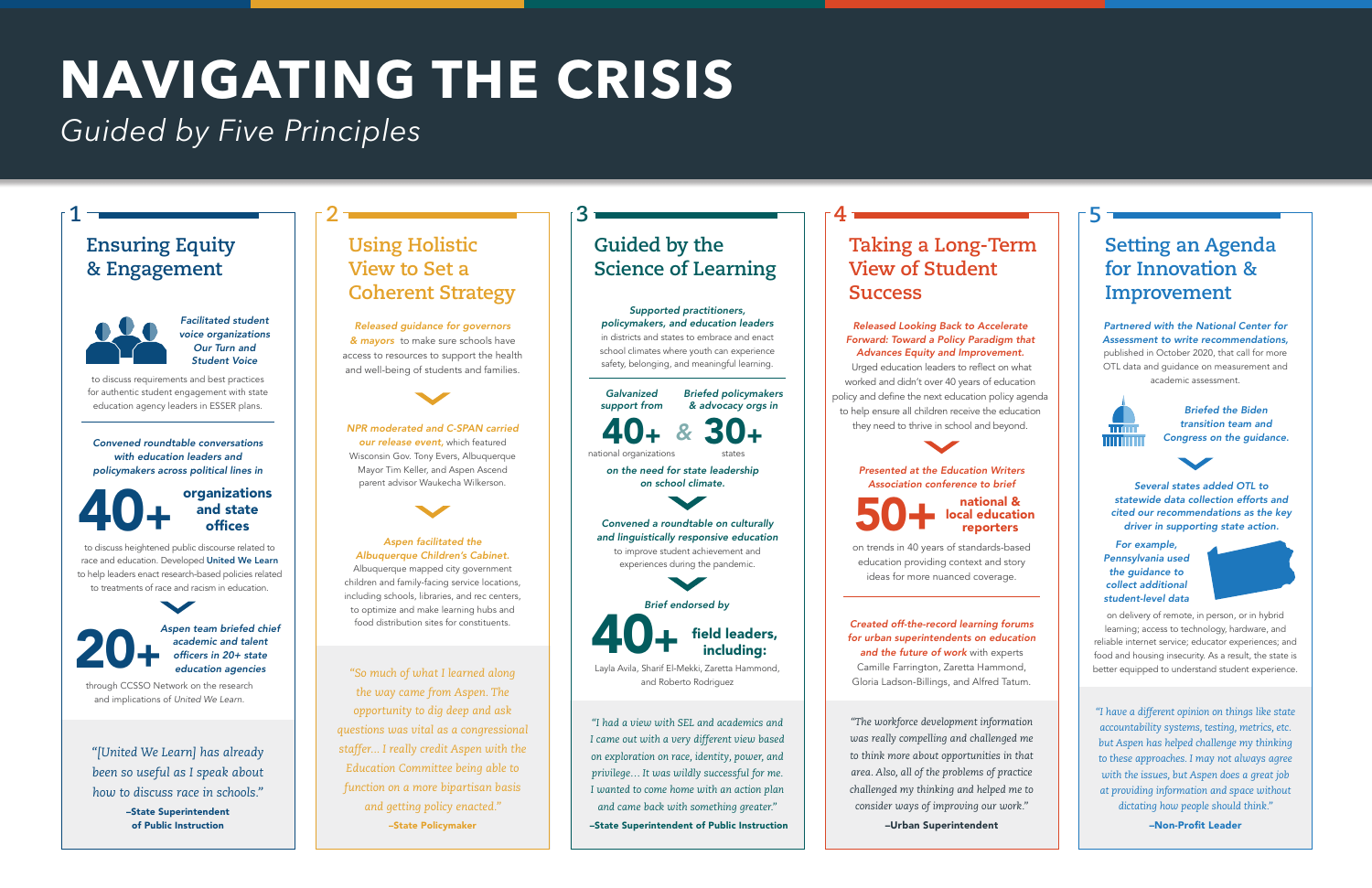# NAVIGATING THE CRISIS

*Guided by Five Principles*

## 1 Ensuring Equity & Engagement

*Facilitated student voice organizations Our Turn and Student Voice* to discuss requirements and best practices for authentic student engagement with state education agency leaders in ESSER plans.

*Convened roundtable conversations with education leaders and policymakers across political lines in*

**40+** organizations and state offices

to discuss heightened public discourse related to race and education. Developed **United We Learn** to help leaders enact research-based policies related to treatments of race and racism in education.

**20+** *Aspen team briefed chief academic and talent officers in 20+ state education agencies* through CCSSO Network on the research and implications of *United We Learn*.

> "[United We Learn] has already been so useful as I speak about how to discuss race in schools."
>
> **–State Superintendent of Public Instruction**

## 2 Using Holistic View to Set a Coherent Strategy

*Released guidance for governors & mayors* to make sure schools have access to resources to support the health and well-being of students and families.

*NPR moderated and C-SPAN carried our release event*, which featured Wisconsin Gov. Tony Evers, Albuquerque Mayor Tim Keller, and Aspen Ascend parent advisor Waukecha Wilkerson.

*Aspen facilitated the Albuquerque Children's Cabinet.* Albuquerque mapped city government children and family-facing service locations, including schools, libraries, and rec centers, to optimize and make learning hubs and food distribution sites for constituents.

> "So much of what I learned along the way came from Aspen. The opportunity to dig deep and ask questions was vital as a congressional staffer... I really credit Aspen with the Education Committee being able to function on a more bipartisan basis and getting policy enacted."
>
> **–State Policymaker**

## 3 Guided by the Science of Learning

*Supported practitioners, policymakers, and education leaders* in districts and states to embrace and enact school climates where youth can experience safety, belonging, and meaningful learning.

*Galvanized support from* **40+** national organizations & *Briefed policymakers & advocacy orgs in* **30+** states *on the need for state leadership on school climate.*

*Convened a roundtable on culturally and linguistically responsive education* to improve student achievement and experiences during the pandemic.

*Brief endorsed by* **40+ field leaders, including:** Layla Avila, Sharif El-Mekki, Zaretta Hammond, and Roberto Rodriguez

> "I had a view with SEL and academics and I came out with a very different view based on exploration on race, identity, power, and privilege... It was wildly successful for me. I wanted to come home with an action plan and came back with something greater."
>
> **–State Superintendent of Public Instruction**

## 4 Taking a Long-Term View of Student Success

*Released Looking Back to Accelerate Forward: Toward a Policy Paradigm that Advances Equity and Improvement.* Urged education leaders to reflect on what worked and didn't over 40 years of education policy and define the next education policy agenda to help ensure all children receive the education they need to thrive in school and beyond.

*Presented at the Education Writers Association conference to brief* **50+** national & local education reporters on trends in 40 years of standards-based education providing context and story ideas for more nuanced coverage.

*Created off-the-record learning forums for urban superintendents on education and the future of work* with experts Camille Farrington, Zaretta Hammond, Gloria Ladson-Billings, and Alfred Tatum.

> "The workforce development information was really compelling and challenged me to think more about opportunities in that area. Also, all of the problems of practice challenged my thinking and helped me to consider ways of improving our work."
>
> **–Urban Superintendent**

## 5 Setting an Agenda for Innovation & Improvement

*Partnered with the National Center for Assessment to write recommendations,* published in October 2020, that call for more OTL data and guidance on measurement and academic assessment.

*Briefed the Biden transition team and Congress on the guidance.*

*Several states added OTL to statewide data collection efforts and cited our recommendations as the key driver in supporting state action.*

*For example, Pennsylvania used the guidance to collect additional student-level data* on delivery of remote, in person, or in hybrid learning; access to technology, hardware, and reliable internet service; educator experiences; and food and housing insecurity. As a result, the state is better equipped to understand student experience.

> "I have a different opinion on things like state accountability systems, testing, metrics, etc. but Aspen has helped challenge my thinking to these approaches. I may not always agree with the issues, but Aspen does a great job at providing information and space without dictating how people should think."
>
> **–Non-Profit Leader**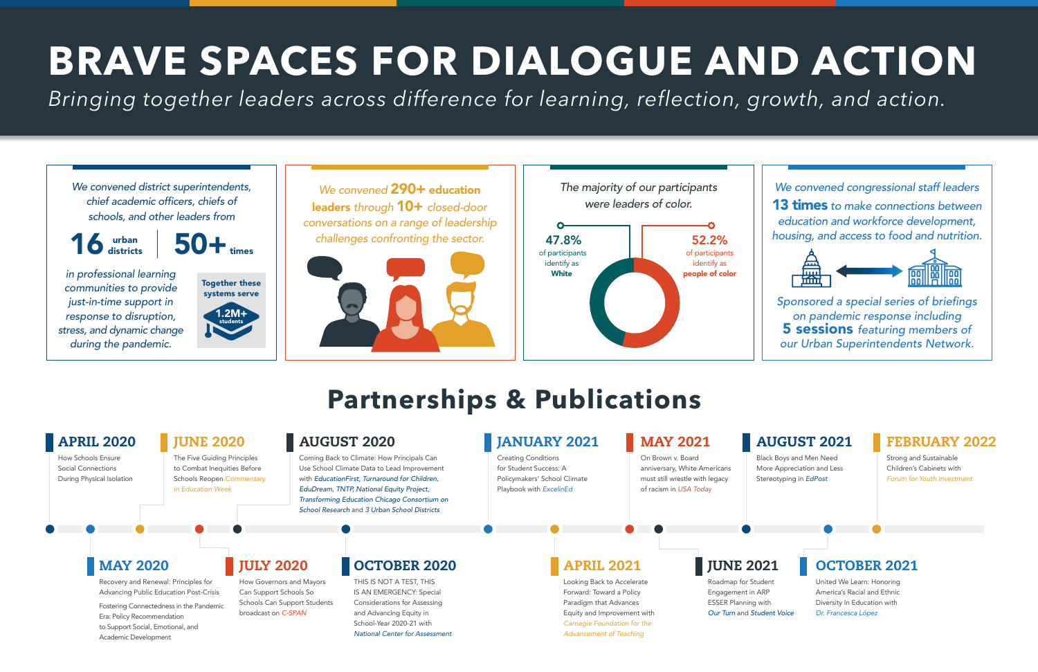# BRAVE SPACES FOR DIALOGUE AND ACTION

*Bringing together leaders across difference for learning, reflection, growth, and action.*

*We convened district superintendents, chief academic officers, chiefs of schools, and other leaders from*

**16** urban districts

**50+** times

*in professional learning communities to provide just-in-time support in response to disruption, stress, and dynamic change during the pandemic.*

Together these systems serve **1.2M+** students

*We convened* **290+ education leaders** *through* **10+** *closed-door conversations on a range of leadership challenges confronting the sector.*

*The majority of our participants were leaders of color.*

47.8% of participants identify as **White**

52.2% of participants identify as **people of color**

*We convened congressional staff leaders* **13 times** *to make connections between education and workforce development, housing, and access to food and nutrition.*

*Sponsored a special series of briefings on pandemic response including* **5 sessions** *featuring members of our Urban Superintendents Network.*

## Partnerships & Publications

### APRIL 2020
How Schools Ensure Social Connections During Physical Isolation

### MAY 2020
Recovery and Renewal: Principles for Advancing Public Education Post-Crisis

Fostering Connectedness in the Pandemic Era: Policy Recommendation to Support Social, Emotional, and Academic Development

### JUNE 2020
The Five Guiding Principles to Combat Inequities Before Schools Reopen *Commentary in Education Week*

### JULY 2020
How Governors and Mayors Can Support Schools So Schools Can Support Students broadcast on *C-SPAN*

### AUGUST 2020
Coming Back to Climate: How Principals Can Use School Climate Data to Lead Improvement with *EducationFirst, Turnaround for Children, EduDream, TNTP, National Equity Project, Transforming Education Chicago Consortium on School Research* and *3 Urban School Districts*

### OCTOBER 2020
THIS IS NOT A TEST, THIS IS AN EMERGENCY: Special Considerations for Assessing and Advancing Equity in School-Year 2020-21 with *National Center for Assessment*

### JANUARY 2021
Creating Conditions for Student Success: A Policymakers' School Climate Playbook with *ExcelinEd*

### APRIL 2021
Looking Back to Accelerate Forward: Toward a Policy Paradigm that Advances Equity and Improvement with *Carnegie Foundation for the Advancement of Teaching*

### MAY 2021
On Brown v. Board anniversary, White Americans must still wrestle with legacy of racism in *USA Today*

### JUNE 2021
Roadmap for Student Engagement in ARP ESSER Planning with *Our Turn* and *Student Voice*

### AUGUST 2021
Black Boys and Men Need More Appreciation and Less Stereotyping in *EdPost*

### OCTOBER 2021
United We Learn: Honoring America's Racial and Ethnic Diversity In Education with *Dr. Francesca López*

### FEBRUARY 2022
Strong and Sustainable Children's Cabinets with *Forum for Youth Investment*